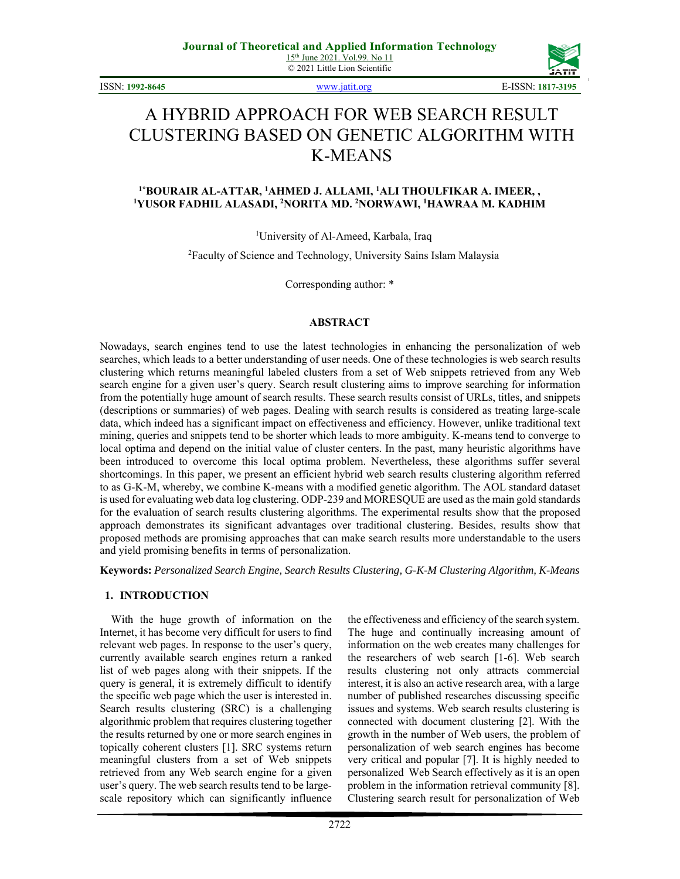# A HYBRID APPROACH FOR WEB SEARCH RESULT CLUSTERING BASED ON GENETIC ALGORITHM WITH K-MEANS

**[1*]BOURAIR AL-ATTAR, [1]AHMED J. ALLAMI, [1]ALI THOULFIKAR A. IMEER, , [1]YUSOR FADHIL ALASADI, [2]NORITA MD. [2]NORWAWI, [1]HAWRAA M. KADHIM**

[1]University of Al-Ameed, Karbala, Iraq

[2]Faculty of Science and Technology, University Sains Islam Malaysia

Corresponding author: *

## ABSTRACT

Nowadays, search engines tend to use the latest technologies in enhancing the personalization of web searches, which leads to a better understanding of user needs. One of these technologies is web search results clustering which returns meaningful labeled clusters from a set of Web snippets retrieved from any Web search engine for a given user's query. Search result clustering aims to improve searching for information from the potentially huge amount of search results. These search results consist of URLs, titles, and snippets (descriptions or summaries) of web pages. Dealing with search results is considered as treating large-scale data, which indeed has a significant impact on effectiveness and efficiency. However, unlike traditional text mining, queries and snippets tend to be shorter which leads to more ambiguity. K-means tend to converge to local optima and depend on the initial value of cluster centers. In the past, many heuristic algorithms have been introduced to overcome this local optima problem. Nevertheless, these algorithms suffer several shortcomings. In this paper, we present an efficient hybrid web search results clustering algorithm referred to as G-K-M, whereby, we combine K-means with a modified genetic algorithm. The AOL standard dataset is used for evaluating web data log clustering. ODP-239 and MORESQUE are used as the main gold standards for the evaluation of search results clustering algorithms. The experimental results show that the proposed approach demonstrates its significant advantages over traditional clustering. Besides, results show that proposed methods are promising approaches that can make search results more understandable to the users and yield promising benefits in terms of personalization.

**Keywords:** *Personalized Search Engine, Search Results Clustering, G-K-M Clustering Algorithm, K-Means*

## 1. INTRODUCTION

With the huge growth of information on the Internet, it has become very difficult for users to find relevant web pages. In response to the user's query, currently available search engines return a ranked list of web pages along with their snippets. If the query is general, it is extremely difficult to identify the specific web page which the user is interested in. Search results clustering (SRC) is a challenging algorithmic problem that requires clustering together the results returned by one or more search engines in topically coherent clusters [1]. SRC systems return meaningful clusters from a set of Web snippets retrieved from any Web search engine for a given user's query. The web search results tend to be large-scale repository which can significantly influence the effectiveness and efficiency of the search system. The huge and continually increasing amount of information on the web creates many challenges for the researchers of web search [1-6]. Web search results clustering not only attracts commercial interest, it is also an active research area, with a large number of published researches discussing specific issues and systems. Web search results clustering is connected with document clustering [2]. With the growth in the number of Web users, the problem of personalization of web search engines has become very critical and popular [7]. It is highly needed to personalized Web Search effectively as it is an open problem in the information retrieval community [8]. Clustering search result for personalization of Web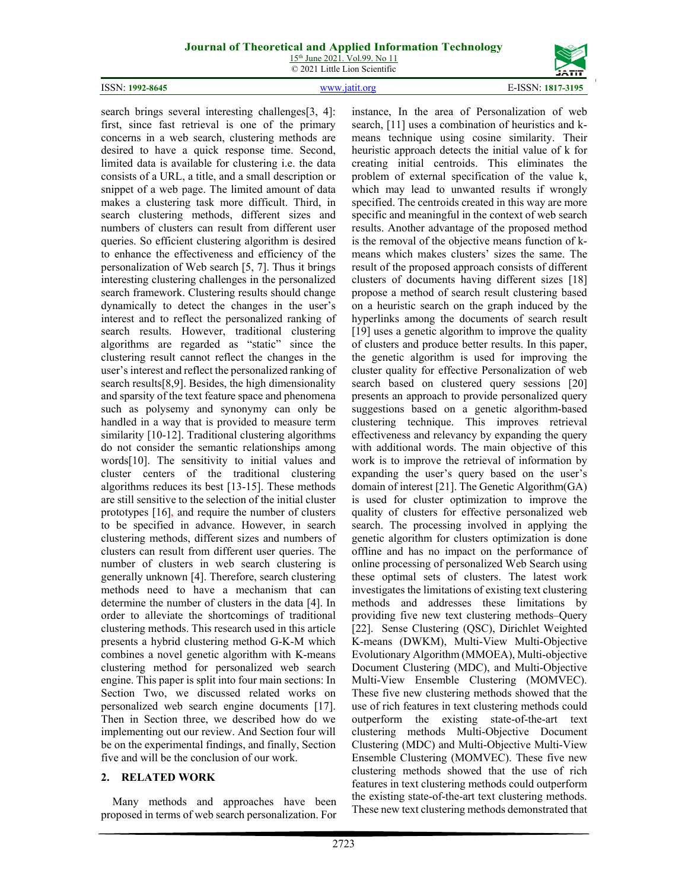search brings several interesting challenges[3, 4]: first, since fast retrieval is one of the primary concerns in a web search, clustering methods are desired to have a quick response time. Second, limited data is available for clustering i.e. the data consists of a URL, a title, and a small description or snippet of a web page. The limited amount of data makes a clustering task more difficult. Third, in search clustering methods, different sizes and numbers of clusters can result from different user queries. So efficient clustering algorithm is desired to enhance the effectiveness and efficiency of the personalization of Web search [5, 7]. Thus it brings interesting clustering challenges in the personalized search framework. Clustering results should change dynamically to detect the changes in the user's interest and to reflect the personalized ranking of search results. However, traditional clustering algorithms are regarded as "static" since the clustering result cannot reflect the changes in the user's interest and reflect the personalized ranking of search results[8,9]. Besides, the high dimensionality and sparsity of the text feature space and phenomena such as polysemy and synonymy can only be handled in a way that is provided to measure term similarity [10-12]. Traditional clustering algorithms do not consider the semantic relationships among words[10]. The sensitivity to initial values and cluster centers of the traditional clustering algorithms reduces its best [13-15]. These methods are still sensitive to the selection of the initial cluster prototypes [16], and require the number of clusters to be specified in advance. However, in search clustering methods, different sizes and numbers of clusters can result from different user queries. The number of clusters in web search clustering is generally unknown [4]. Therefore, search clustering methods need to have a mechanism that can determine the number of clusters in the data [4]. In order to alleviate the shortcomings of traditional clustering methods. This research used in this article presents a hybrid clustering method G-K-M which combines a novel genetic algorithm with K-means clustering method for personalized web search engine. This paper is split into four main sections: In Section Two, we discussed related works on personalized web search engine documents [17]. Then in Section three, we described how do we implementing out our review. And Section four will be on the experimental findings, and finally, Section five and will be the conclusion of our work.

## 2. RELATED WORK

Many methods and approaches have been proposed in terms of web search personalization. For instance, In the area of Personalization of web search, [11] uses a combination of heuristics and k-means technique using cosine similarity. Their heuristic approach detects the initial value of k for creating initial centroids. This eliminates the problem of external specification of the value k, which may lead to unwanted results if wrongly specified. The centroids created in this way are more specific and meaningful in the context of web search results. Another advantage of the proposed method is the removal of the objective means function of k-means which makes clusters' sizes the same. The result of the proposed approach consists of different clusters of documents having different sizes [18] propose a method of search result clustering based on a heuristic search on the graph induced by the hyperlinks among the documents of search result [19] uses a genetic algorithm to improve the quality of clusters and produce better results. In this paper, the genetic algorithm is used for improving the cluster quality for effective Personalization of web search based on clustered query sessions [20] presents an approach to provide personalized query suggestions based on a genetic algorithm-based clustering technique. This improves retrieval effectiveness and relevancy by expanding the query with additional words. The main objective of this work is to improve the retrieval of information by expanding the user's query based on the user's domain of interest [21]. The Genetic Algorithm(GA) is used for cluster optimization to improve the quality of clusters for effective personalized web search. The processing involved in applying the genetic algorithm for clusters optimization is done offline and has no impact on the performance of online processing of personalized Web Search using these optimal sets of clusters. The latest work investigates the limitations of existing text clustering methods and addresses these limitations by providing five new text clustering methods–Query [22]. Sense Clustering (QSC), Dirichlet Weighted K-means (DWKM), Multi-View Multi-Objective Evolutionary Algorithm (MMOEA), Multi-objective Document Clustering (MDC), and Multi-Objective Multi-View Ensemble Clustering (MOMVEC). These five new clustering methods showed that the use of rich features in text clustering methods could outperform the existing state-of-the-art text clustering methods Multi-Objective Document Clustering (MDC) and Multi-Objective Multi-View Ensemble Clustering (MOMVEC). These five new clustering methods showed that the use of rich features in text clustering methods could outperform the existing state-of-the-art text clustering methods. These new text clustering methods demonstrated that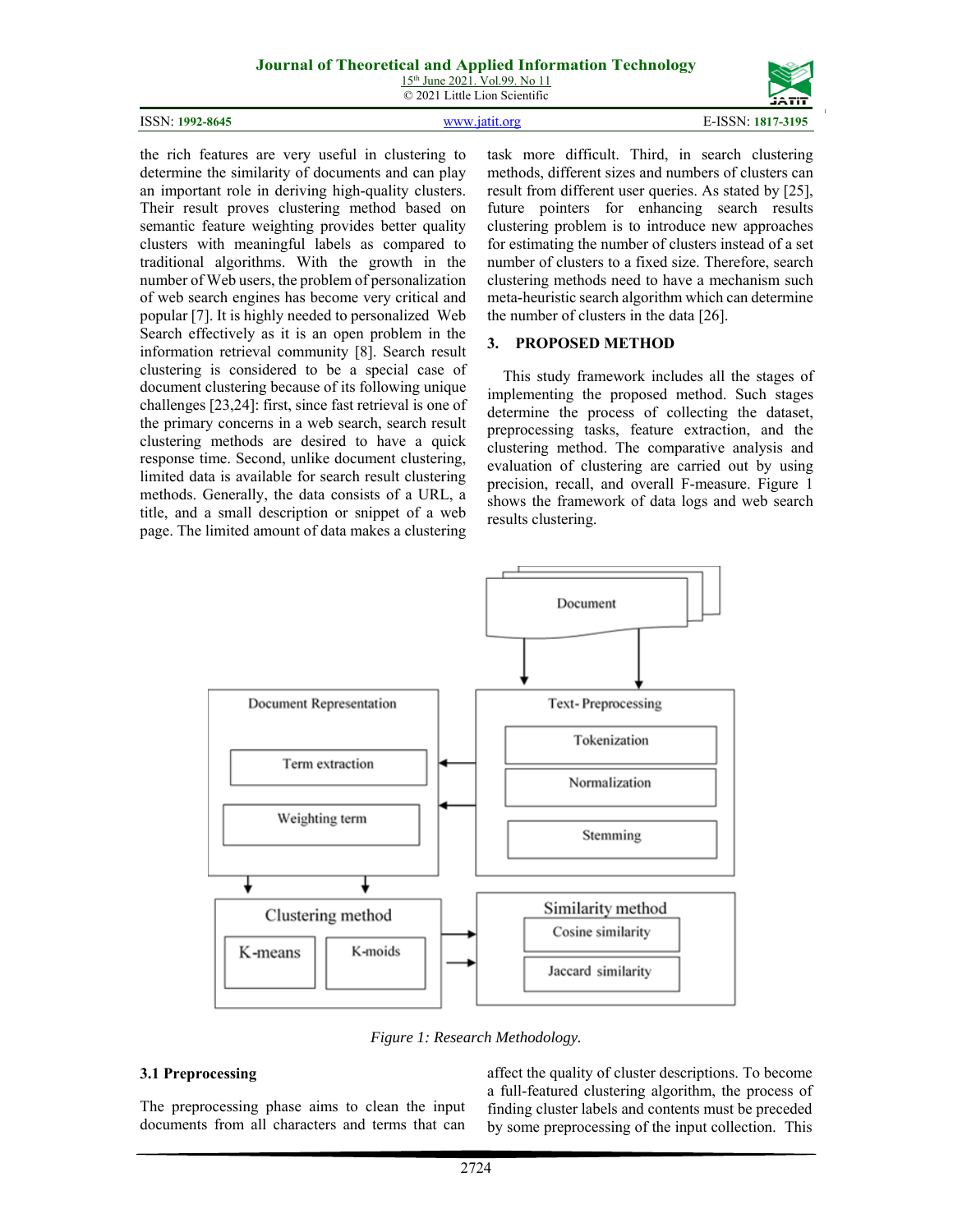the rich features are very useful in clustering to determine the similarity of documents and can play an important role in deriving high-quality clusters. Their result proves clustering method based on semantic feature weighting provides better quality clusters with meaningful labels as compared to traditional algorithms. With the growth in the number of Web users, the problem of personalization of web search engines has become very critical and popular [7]. It is highly needed to personalized Web Search effectively as it is an open problem in the information retrieval community [8]. Search result clustering is considered to be a special case of document clustering because of its following unique challenges [23,24]: first, since fast retrieval is one of the primary concerns in a web search, search result clustering methods are desired to have a quick response time. Second, unlike document clustering, limited data is available for search result clustering methods. Generally, the data consists of a URL, a title, and a small description or snippet of a web page. The limited amount of data makes a clustering task more difficult. Third, in search clustering methods, different sizes and numbers of clusters can result from different user queries. As stated by [25], future pointers for enhancing search results clustering problem is to introduce new approaches for estimating the number of clusters instead of a set number of clusters to a fixed size. Therefore, search clustering methods need to have a mechanism such meta-heuristic search algorithm which can determine the number of clusters in the data [26].

## 3. PROPOSED METHOD

This study framework includes all the stages of implementing the proposed method. Such stages determine the process of collecting the dataset, preprocessing tasks, feature extraction, and the clustering method. The comparative analysis and evaluation of clustering are carried out by using precision, recall, and overall F-measure. Figure 1 shows the framework of data logs and web search results clustering.

*Figure 1: Research Methodology.*

### 3.1 Preprocessing

The preprocessing phase aims to clean the input documents from all characters and terms that can affect the quality of cluster descriptions. To become a full-featured clustering algorithm, the process of finding cluster labels and contents must be preceded by some preprocessing of the input collection. This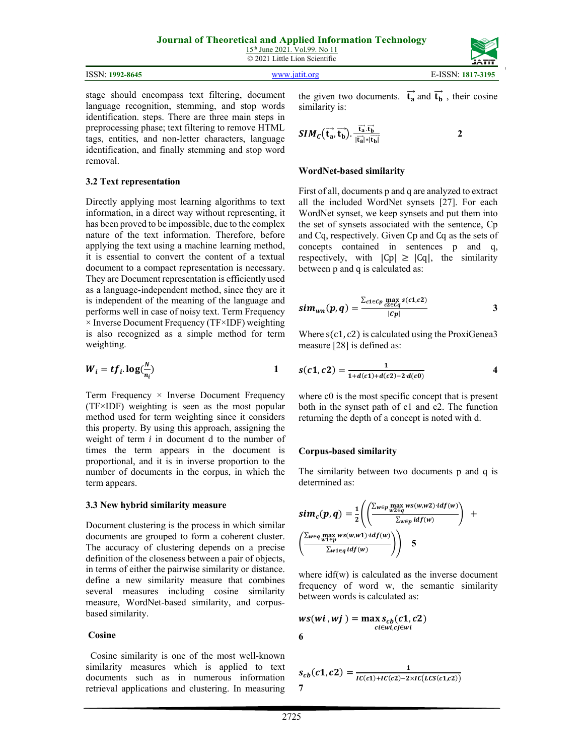stage should encompass text filtering, document language recognition, stemming, and stop words identification. steps. There are three main steps in preprocessing phase; text filtering to remove HTML tags, entities, and non-letter characters, language identification, and finally stemming and stop word removal.

### 3.2 Text representation

Directly applying most learning algorithms to text information, in a direct way without representing, it has been proved to be impossible, due to the complex nature of the text information. Therefore, before applying the text using a machine learning method, it is essential to convert the content of a textual document to a compact representation is necessary. They are Document representation is efficiently used as a language-independent method, since they are it is independent of the meaning of the language and performs well in case of noisy text. Term Frequency × Inverse Document Frequency (TF×IDF) weighting is also recognized as a simple method for term weighting.

$$W_i = tf_i . \log(\frac{N}{n_i}) \quad 1$$

Term Frequency × Inverse Document Frequency (TF×IDF) weighting is seen as the most popular method used for term weighting since it considers this property. By using this approach, assigning the weight of term *i* in document d to the number of times the term appears in the document is proportional, and it is in inverse proportion to the number of documents in the corpus, in which the term appears.

### 3.3 New hybrid similarity measure

Document clustering is the process in which similar documents are grouped to form a coherent cluster. The accuracy of clustering depends on a precise definition of the closeness between a pair of objects, in terms of either the pairwise similarity or distance. define a new similarity measure that combines several measures including cosine similarity measure, WordNet-based similarity, and corpus-based similarity.

**Cosine**

Cosine similarity is one of the most well-known similarity measures which is applied to text documents such as in numerous information retrieval applications and clustering. In measuring the given two documents. $\vec{t_a}$ and $\vec{t_b}$ , their cosine similarity is:

$$SIM_C(\vec{t_a}, \vec{t_b}). \frac{\vec{t_a} . \vec{t_b}}{|\vec{t_a}| * |\vec{t_b}|} \quad 2$$

**WordNet-based similarity**

First of all, documents p and q are analyzed to extract all the included WordNet synsets [27]. For each WordNet synset, we keep synsets and put them into the set of synsets associated with the sentence, Cp and Cq, respectively. Given Cp and Cq as the sets of concepts contained in sentences p and q, respectively, with $|Cp| \geq |Cq|$, the similarity between p and q is calculated as:

$$sim_{wn}(p, q) = \frac{\sum_{c1 \in Cp} \max_{c2 \in Cq} s(c1, c2)}{|Cp|} \quad 3$$

Where $s(c1, c2)$ is calculated using the ProxiGenea3 measure [28] is defined as:

$$s(c1, c2) = \frac{1}{1 + d(c1) + d(c2) - 2 \cdot d(c0)} \quad 4$$

where c0 is the most specific concept that is present both in the synset path of c1 and c2. The function returning the depth of a concept is noted with d.

**Corpus-based similarity**

The similarity between two documents p and q is determined as:

$$sim_c(p, q) = \frac{1}{2}\left(\left(\frac{\sum_{w \in p} \max_{w2 \in q} ws(w, w2) \cdot idf(w)}{\sum_{w \in p} idf(w)}\right) + \left(\frac{\sum_{w \in q} \max_{w1 \in p} ws(w, w1) \cdot idf(w)}{\sum_{w1 \in q} idf(w)}\right)\right) \quad 5$$

where idf(w) is calculated as the inverse document frequency of word w, the semantic similarity between words is calculated as:

$$ws(wi, wj) = \max_{ci \in wi, cj \in wi} s_{cb}(c1, c2)$$

6

$$s_{cb}(c1, c2) = \frac{1}{IC(c1) + IC(c2) - 2 \times IC(LCS(c1, c2))}$$

7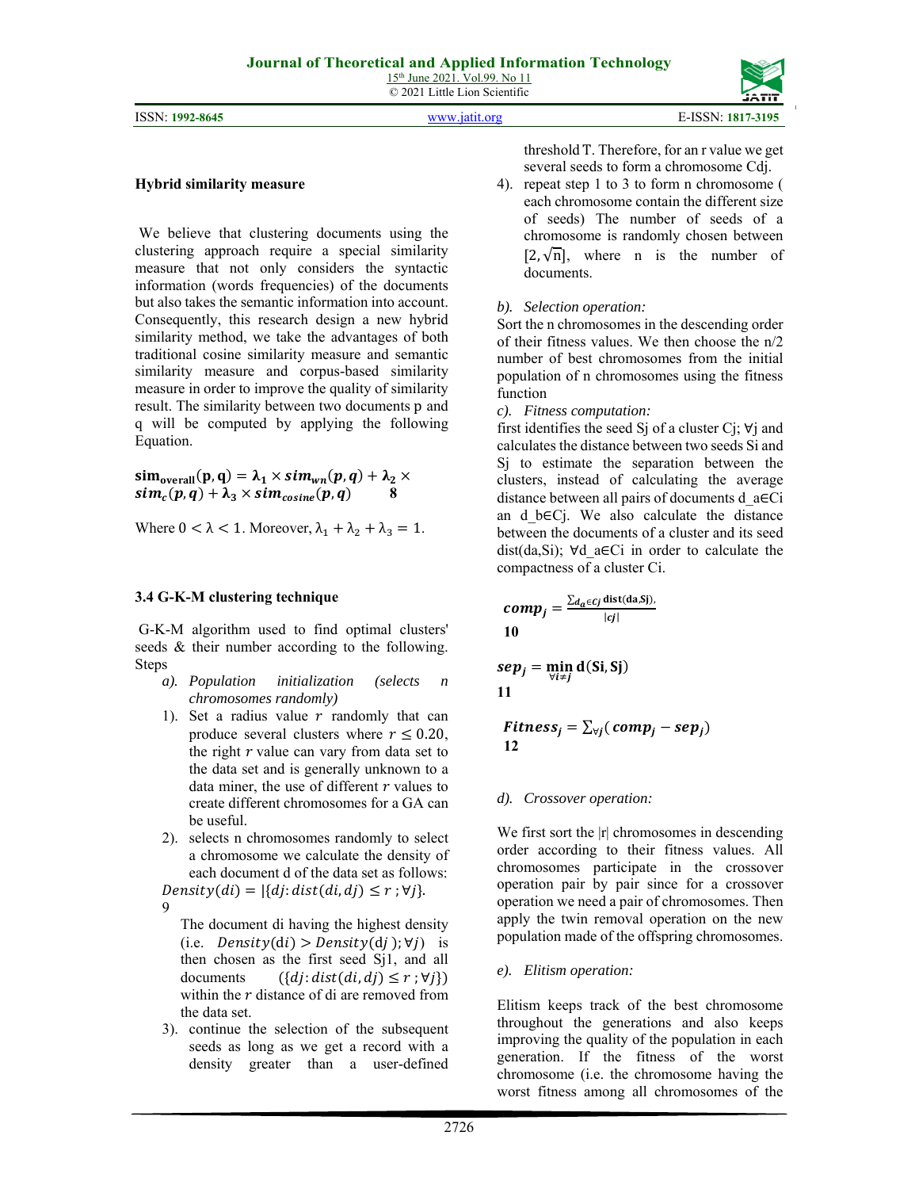### Hybrid similarity measure

We believe that clustering documents using the clustering approach require a special similarity measure that not only considers the syntactic information (words frequencies) of the documents but also takes the semantic information into account. Consequently, this research design a new hybrid similarity method, we take the advantages of both traditional cosine similarity measure and semantic similarity measure and corpus-based similarity measure in order to improve the quality of similarity result. The similarity between two documents p and q will be computed by applying the following Equation.

$$\mathbf{sim_{overall}(p, q)} = \boldsymbol{\lambda_1} \times \boldsymbol{sim_{wn}(p, q)} + \boldsymbol{\lambda_2} \times \boldsymbol{sim_{c}(p, q)} + \boldsymbol{\lambda_3} \times \boldsymbol{sim_{cosine}(p, q)} \quad 8$$

Where $0 < \lambda < 1$. Moreover, $\lambda_1 + \lambda_2 + \lambda_3 = 1$.

### 3.4 G-K-M clustering technique

G-K-M algorithm used to find optimal clusters' seeds & their number according to the following. Steps

*a). Population initialization (selects n chromosomes randomly)*

1). Set a radius value $r$ randomly that can produce several clusters where $r \leq 0.20$, the right $r$ value can vary from data set to the data set and is generally unknown to a data miner, the use of different $r$ values to create different chromosomes for a GA can be useful.

2). selects n chromosomes randomly to select a chromosome we calculate the density of each document d of the data set as follows:

$$Density(di) = |\{dj: dist(di, dj) \leq r\ ; \forall j\}. \quad 9$$

The document di having the highest density (i.e. $Density(\mathrm{di}) > Density(\mathrm{d}j\ ); \forall j$) is then chosen as the first seed Sj1, and all documents $(\{dj: dist(di, dj) \leq r\ ; \forall j\})$ within the $r$ distance of di are removed from the data set.

3). continue the selection of the subsequent seeds as long as we get a record with a density greater than a user-defined threshold T. Therefore, for an r value we get several seeds to form a chromosome Cdj.

4). repeat step 1 to 3 to form n chromosome ( each chromosome contain the different size of seeds) The number of seeds of a chromosome is randomly chosen between $[2, \sqrt{\mathrm{n}}]$, where n is the number of documents.

*b). Selection operation:*

Sort the n chromosomes in the descending order of their fitness values. We then choose the n/2 number of best chromosomes from the initial population of n chromosomes using the fitness function

*c). Fitness computation:*

first identifies the seed Sj of a cluster Cj; ∀j and calculates the distance between two seeds Si and Sj to estimate the separation between the clusters, instead of calculating the average distance between all pairs of documents d_a∈Ci an d_b∈Cj. We also calculate the distance between the documents of a cluster and its seed dist(da,Si); ∀d_a∈Ci in order to calculate the compactness of a cluster Ci.

$$\boldsymbol{comp_j} = \frac{\sum_{d_a \in Cj} \mathbf{dist(da, Sj)},}{|\boldsymbol{cj}|} \quad 10$$

$$\boldsymbol{sep_j} = \min_{\forall i \neq j} \mathbf{d(Si, Sj)} \quad 11$$

$$\boldsymbol{Fitness_j} = \sum_{\forall j} (\boldsymbol{comp_j} - \boldsymbol{sep_j}) \quad 12$$

*d). Crossover operation:*

We first sort the |r| chromosomes in descending order according to their fitness values. All chromosomes participate in the crossover operation pair by pair since for a crossover operation we need a pair of chromosomes. Then apply the twin removal operation on the new population made of the offspring chromosomes.

*e). Elitism operation:*

Elitism keeps track of the best chromosome throughout the generations and also keeps improving the quality of the population in each generation. If the fitness of the worst chromosome (i.e. the chromosome having the worst fitness among all chromosomes of the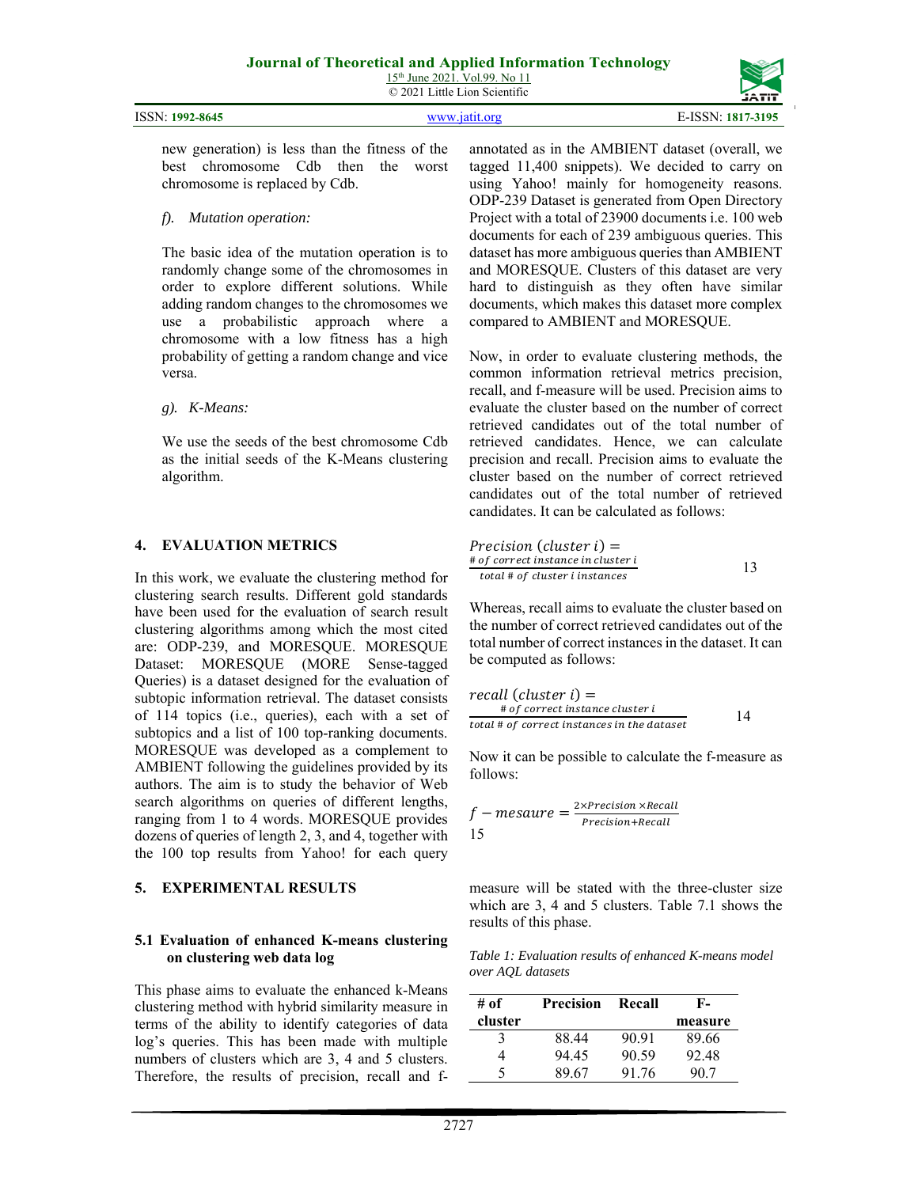new generation) is less than the fitness of the best chromosome Cdb then the worst chromosome is replaced by Cdb.

*f). Mutation operation:*

The basic idea of the mutation operation is to randomly change some of the chromosomes in order to explore different solutions. While adding random changes to the chromosomes we use a probabilistic approach where a chromosome with a low fitness has a high probability of getting a random change and vice versa.

*g). K-Means:*

We use the seeds of the best chromosome Cdb as the initial seeds of the K-Means clustering algorithm.

## 4. EVALUATION METRICS

In this work, we evaluate the clustering method for clustering search results. Different gold standards have been used for the evaluation of search result clustering algorithms among which the most cited are: ODP-239, and MORESQUE. MORESQUE Dataset: MORESQUE (MORE Sense-tagged Queries) is a dataset designed for the evaluation of subtopic information retrieval. The dataset consists of 114 topics (i.e., queries), each with a set of subtopics and a list of 100 top-ranking documents. MORESQUE was developed as a complement to AMBIENT following the guidelines provided by its authors. The aim is to study the behavior of Web search algorithms on queries of different lengths, ranging from 1 to 4 words. MORESQUE provides dozens of queries of length 2, 3, and 4, together with the 100 top results from Yahoo! for each query annotated as in the AMBIENT dataset (overall, we tagged 11,400 snippets). We decided to carry on using Yahoo! mainly for homogeneity reasons. ODP-239 Dataset is generated from Open Directory Project with a total of 23900 documents i.e. 100 web documents for each of 239 ambiguous queries. This dataset has more ambiguous queries than AMBIENT and MORESQUE. Clusters of this dataset are very hard to distinguish as they often have similar documents, which makes this dataset more complex compared to AMBIENT and MORESQUE.

Now, in order to evaluate clustering methods, the common information retrieval metrics precision, recall, and f-measure will be used. Precision aims to evaluate the cluster based on the number of correct retrieved candidates out of the total number of retrieved candidates. Hence, we can calculate precision and recall. Precision aims to evaluate the cluster based on the number of correct retrieved candidates out of the total number of retrieved candidates. It can be calculated as follows:

$$Precision\ (cluster\ i) = \frac{\#\ of\ correct\ instance\ in\ cluster\ i}{total\ \#\ of\ cluster\ i\ instances} \quad 13$$

Whereas, recall aims to evaluate the cluster based on the number of correct retrieved candidates out of the total number of correct instances in the dataset. It can be computed as follows:

$$recall\ (cluster\ i) = \frac{\#\ of\ correct\ instance\ cluster\ i}{total\ \#\ of\ correct\ instances\ in\ the\ dataset} \quad 14$$

Now it can be possible to calculate the f-measure as follows:

$$f - mesaure = \frac{2 \times Precision \times Recall}{Precision + Recall} \quad 15$$

## 5. EXPERIMENTAL RESULTS

### 5.1 Evaluation of enhanced K-means clustering on clustering web data log

This phase aims to evaluate the enhanced k-Means clustering method with hybrid similarity measure in terms of the ability to identify categories of data log's queries. This has been made with multiple numbers of clusters which are 3, 4 and 5 clusters. Therefore, the results of precision, recall and f-measure will be stated with the three-cluster size which are 3, 4 and 5 clusters. Table 7.1 shows the results of this phase.

*Table 1: Evaluation results of enhanced K-means model over AQL datasets*

| # of cluster | Precision | Recall | F-measure |
|---|---|---|---|
| 3 | 88.44 | 90.91 | 89.66 |
| 4 | 94.45 | 90.59 | 92.48 |
| 5 | 89.67 | 91.76 | 90.7 |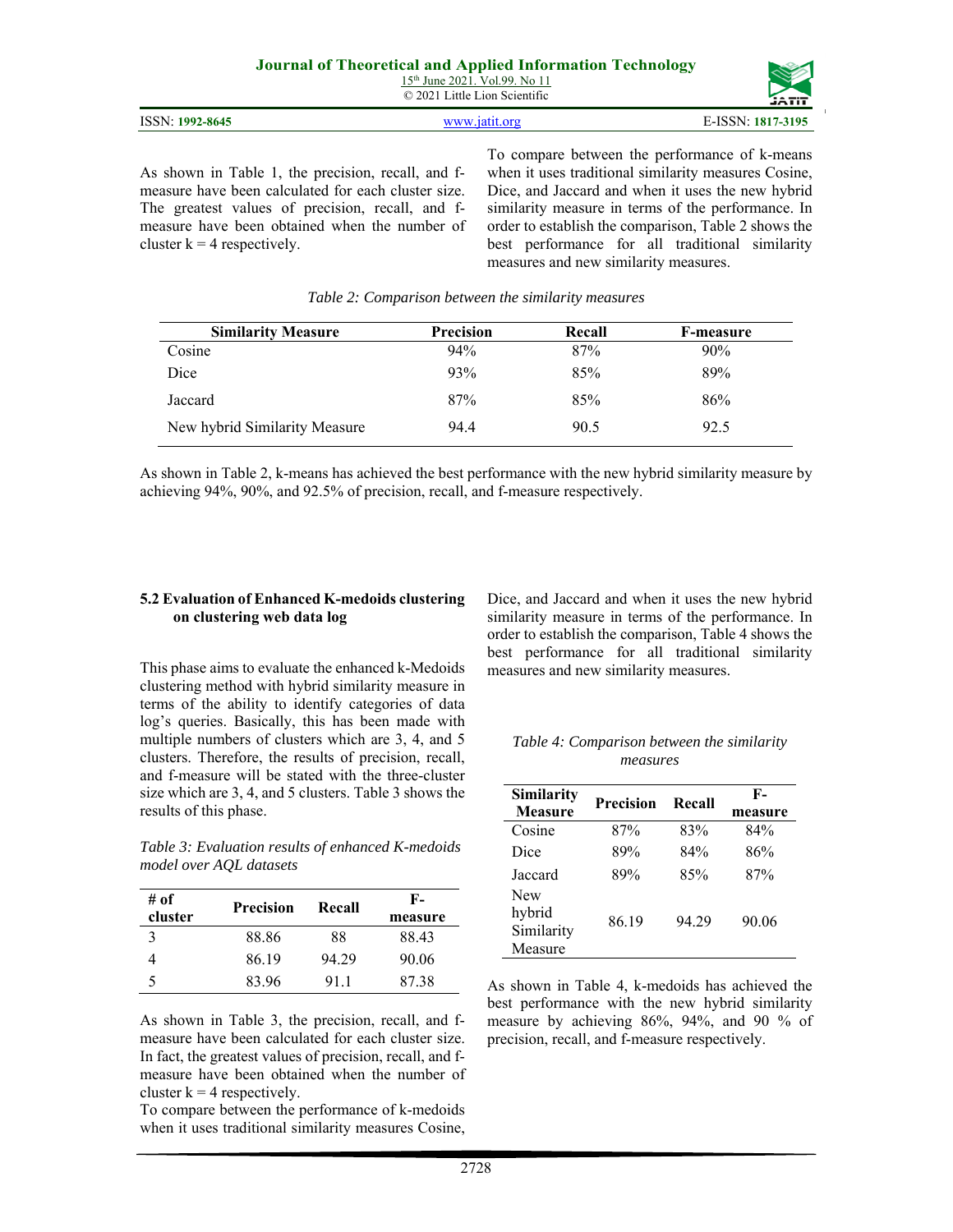As shown in Table 1, the precision, recall, and f-measure have been calculated for each cluster size. The greatest values of precision, recall, and f-measure have been obtained when the number of cluster k = 4 respectively.

To compare between the performance of k-means when it uses traditional similarity measures Cosine, Dice, and Jaccard and when it uses the new hybrid similarity measure in terms of the performance. In order to establish the comparison, Table 2 shows the best performance for all traditional similarity measures and new similarity measures.

*Table 2: Comparison between the similarity measures*

| Similarity Measure | Precision | Recall | F-measure |
|---|---|---|---|
| Cosine | 94% | 87% | 90% |
| Dice | 93% | 85% | 89% |
| Jaccard | 87% | 85% | 86% |
| New hybrid Similarity Measure | 94.4 | 90.5 | 92.5 |

As shown in Table 2, k-means has achieved the best performance with the new hybrid similarity measure by achieving 94%, 90%, and 92.5% of precision, recall, and f-measure respectively.

### 5.2 Evaluation of Enhanced K-medoids clustering on clustering web data log

This phase aims to evaluate the enhanced k-Medoids clustering method with hybrid similarity measure in terms of the ability to identify categories of data log's queries. Basically, this has been made with multiple numbers of clusters which are 3, 4, and 5 clusters. Therefore, the results of precision, recall, and f-measure will be stated with the three-cluster size which are 3, 4, and 5 clusters. Table 3 shows the results of this phase.

*Table 3: Evaluation results of enhanced K-medoids model over AQL datasets*

| # of cluster | Precision | Recall | F-measure |
|---|---|---|---|
| 3 | 88.86 | 88 | 88.43 |
| 4 | 86.19 | 94.29 | 90.06 |
| 5 | 83.96 | 91.1 | 87.38 |

As shown in Table 3, the precision, recall, and f-measure have been calculated for each cluster size. In fact, the greatest values of precision, recall, and f-measure have been obtained when the number of cluster k = 4 respectively.

To compare between the performance of k-medoids when it uses traditional similarity measures Cosine, Dice, and Jaccard and when it uses the new hybrid similarity measure in terms of the performance. In order to establish the comparison, Table 4 shows the best performance for all traditional similarity measures and new similarity measures.

*Table 4: Comparison between the similarity measures*

| Similarity Measure | Precision | Recall | F-measure |
|---|---|---|---|
| Cosine | 87% | 83% | 84% |
| Dice | 89% | 84% | 86% |
| Jaccard | 89% | 85% | 87% |
| New hybrid Similarity Measure | 86.19 | 94.29 | 90.06 |

As shown in Table 4, k-medoids has achieved the best performance with the new hybrid similarity measure by achieving 86%, 94%, and 90 % of precision, recall, and f-measure respectively.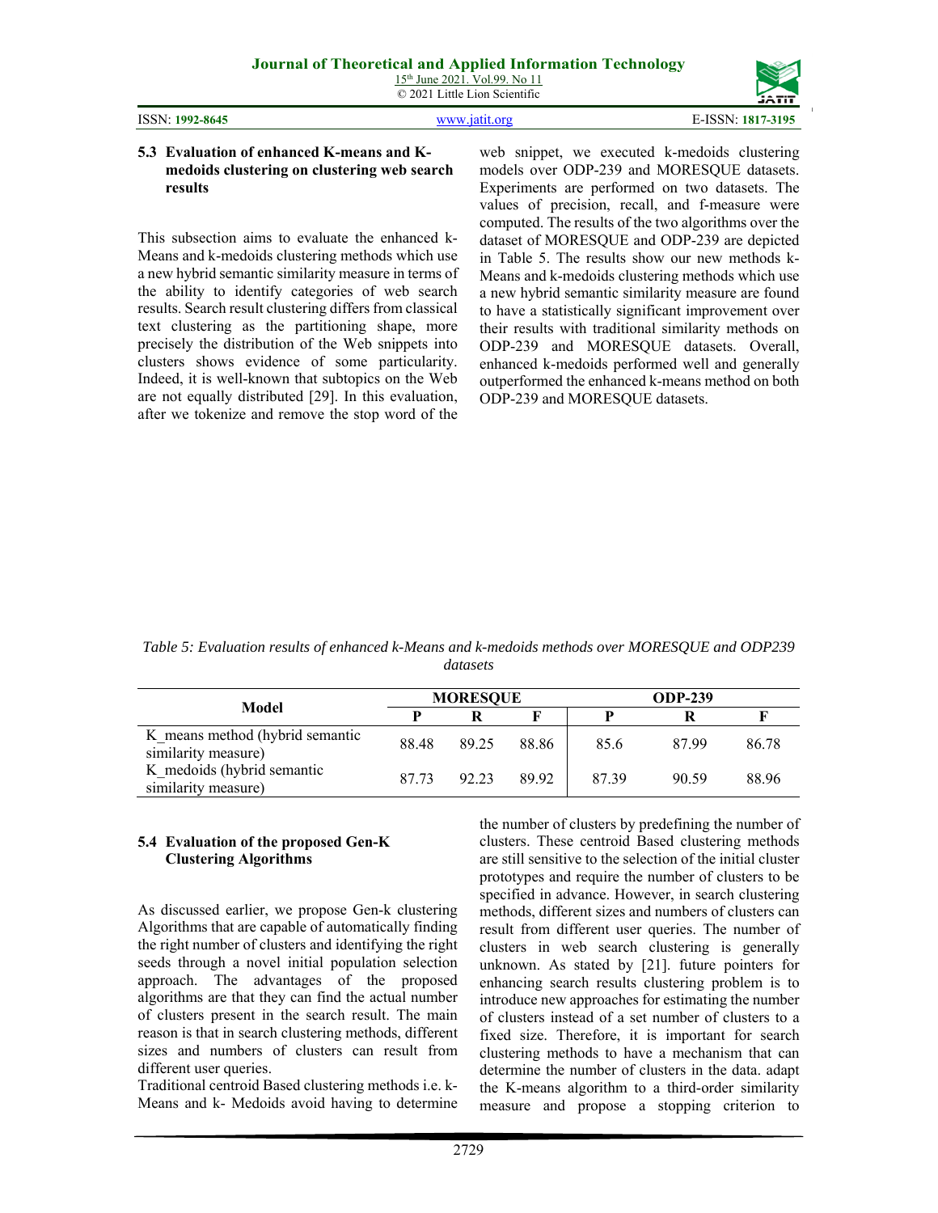### 5.3 Evaluation of enhanced K-means and K-medoids clustering on clustering web search results

This subsection aims to evaluate the enhanced k-Means and k-medoids clustering methods which use a new hybrid semantic similarity measure in terms of the ability to identify categories of web search results. Search result clustering differs from classical text clustering as the partitioning shape, more precisely the distribution of the Web snippets into clusters shows evidence of some particularity. Indeed, it is well-known that subtopics on the Web are not equally distributed [29]. In this evaluation, after we tokenize and remove the stop word of the web snippet, we executed k-medoids clustering models over ODP-239 and MORESQUE datasets. Experiments are performed on two datasets. The values of precision, recall, and f-measure were computed. The results of the two algorithms over the dataset of MORESQUE and ODP-239 are depicted in Table 5. The results show our new methods k-Means and k-medoids clustering methods which use a new hybrid semantic similarity measure are found to have a statistically significant improvement over their results with traditional similarity methods on ODP-239 and MORESQUE datasets. Overall, enhanced k-medoids performed well and generally outperformed the enhanced k-means method on both ODP-239 and MORESQUE datasets.

*Table 5: Evaluation results of enhanced k-Means and k-medoids methods over MORESQUE and ODP239 datasets*

| Model | MORESQUE | | | ODP-239 | | |
|---|---|---|---|---|---|---|
| | P | R | F | P | R | F |
| K_means method (hybrid semantic similarity measure) | 88.48 | 89.25 | 88.86 | 85.6 | 87.99 | 86.78 |
| K_medoids (hybrid semantic similarity measure) | 87.73 | 92.23 | 89.92 | 87.39 | 90.59 | 88.96 |

### 5.4 Evaluation of the proposed Gen-K Clustering Algorithms

As discussed earlier, we propose Gen-k clustering Algorithms that are capable of automatically finding the right number of clusters and identifying the right seeds through a novel initial population selection approach. The advantages of the proposed algorithms are that they can find the actual number of clusters present in the search result. The main reason is that in search clustering methods, different sizes and numbers of clusters can result from different user queries.

Traditional centroid Based clustering methods i.e. k-Means and k- Medoids avoid having to determine the number of clusters by predefining the number of clusters. These centroid Based clustering methods are still sensitive to the selection of the initial cluster prototypes and require the number of clusters to be specified in advance. However, in search clustering methods, different sizes and numbers of clusters can result from different user queries. The number of clusters in web search clustering is generally unknown. As stated by [21]. future pointers for enhancing search results clustering problem is to introduce new approaches for estimating the number of clusters instead of a set number of clusters to a fixed size. Therefore, it is important for search clustering methods to have a mechanism that can determine the number of clusters in the data. adapt the K-means algorithm to a third-order similarity measure and propose a stopping criterion to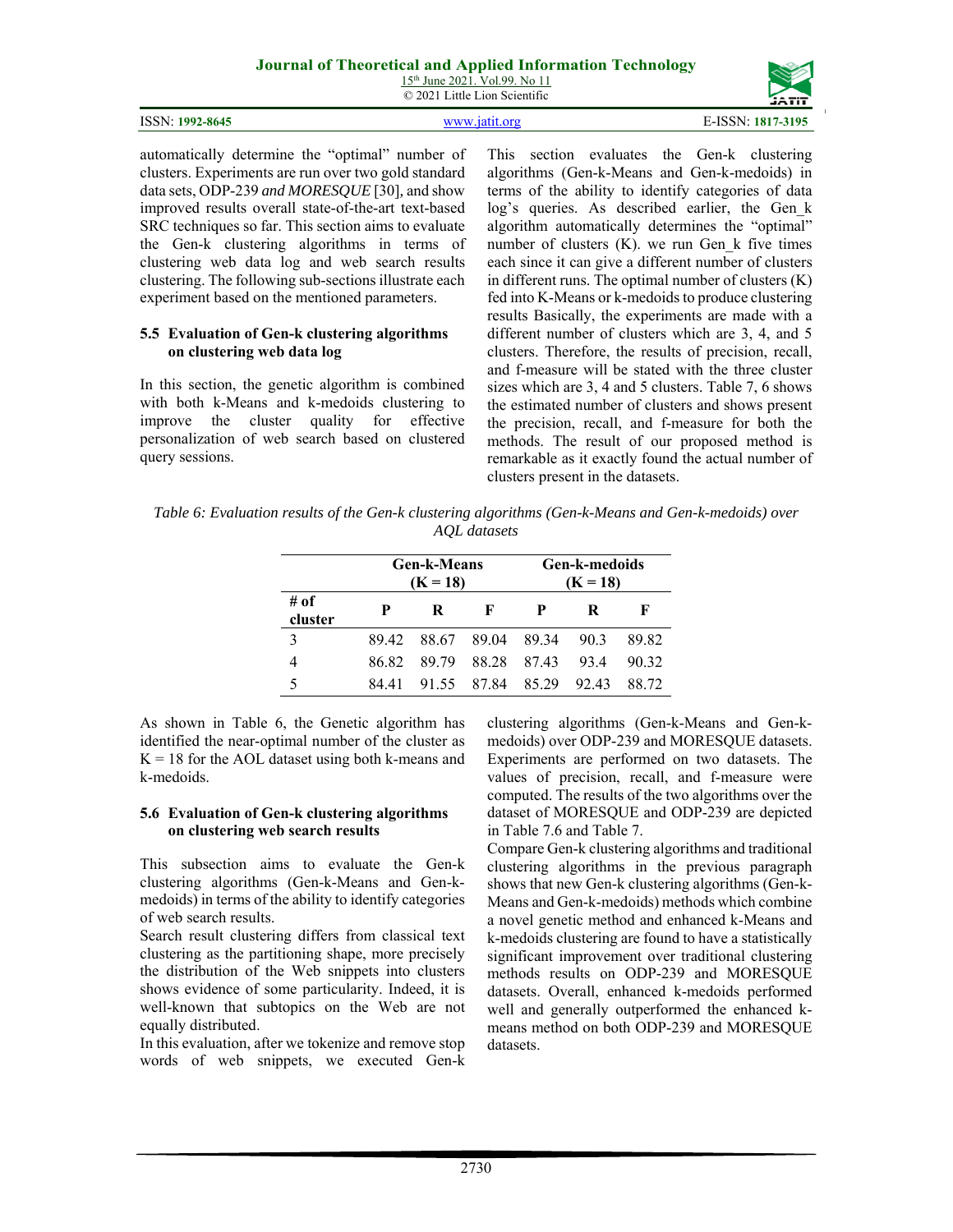automatically determine the "optimal" number of clusters. Experiments are run over two gold standard data sets, ODP-239 *and MORESQUE* [30], and show improved results overall state-of-the-art text-based SRC techniques so far. This section aims to evaluate the Gen-k clustering algorithms in terms of clustering web data log and web search results clustering. The following sub-sections illustrate each experiment based on the mentioned parameters.

### 5.5 Evaluation of Gen-k clustering algorithms on clustering web data log

In this section, the genetic algorithm is combined with both k-Means and k-medoids clustering to improve the cluster quality for effective personalization of web search based on clustered query sessions.

This section evaluates the Gen-k clustering algorithms (Gen-k-Means and Gen-k-medoids) in terms of the ability to identify categories of data log's queries. As described earlier, the Gen_k algorithm automatically determines the "optimal" number of clusters (K). we run Gen_k five times each since it can give a different number of clusters in different runs. The optimal number of clusters (K) fed into K-Means or k-medoids to produce clustering results Basically, the experiments are made with a different number of clusters which are 3, 4, and 5 clusters. Therefore, the results of precision, recall, and f-measure will be stated with the three cluster sizes which are 3, 4 and 5 clusters. Table 7, 6 shows the estimated number of clusters and shows present the precision, recall, and f-measure for both the methods. The result of our proposed method is remarkable as it exactly found the actual number of clusters present in the datasets.

*Table 6: Evaluation results of the Gen-k clustering algorithms (Gen-k-Means and Gen-k-medoids) over AQL datasets*

| | Gen-k-Means (K = 18) | | | Gen-k-medoids (K = 18) | | |
|---|---|---|---|---|---|---|
| **# of cluster** | **P** | **R** | **F** | **P** | **R** | **F** |
| 3 | 89.42 | 88.67 | 89.04 | 89.34 | 90.3 | 89.82 |
| 4 | 86.82 | 89.79 | 88.28 | 87.43 | 93.4 | 90.32 |
| 5 | 84.41 | 91.55 | 87.84 | 85.29 | 92.43 | 88.72 |

As shown in Table 6, the Genetic algorithm has identified the near-optimal number of the cluster as K = 18 for the AOL dataset using both k-means and k-medoids.

### 5.6 Evaluation of Gen-k clustering algorithms on clustering web search results

This subsection aims to evaluate the Gen-k clustering algorithms (Gen-k-Means and Gen-k-medoids) in terms of the ability to identify categories of web search results.

Search result clustering differs from classical text clustering as the partitioning shape, more precisely the distribution of the Web snippets into clusters shows evidence of some particularity. Indeed, it is well-known that subtopics on the Web are not equally distributed.

In this evaluation, after we tokenize and remove stop words of web snippets, we executed Gen-k clustering algorithms (Gen-k-Means and Gen-k-medoids) over ODP-239 and MORESQUE datasets. Experiments are performed on two datasets. The values of precision, recall, and f-measure were computed. The results of the two algorithms over the dataset of MORESQUE and ODP-239 are depicted in Table 7.6 and Table 7.

Compare Gen-k clustering algorithms and traditional clustering algorithms in the previous paragraph shows that new Gen-k clustering algorithms (Gen-k-Means and Gen-k-medoids) methods which combine a novel genetic method and enhanced k-Means and k-medoids clustering are found to have a statistically significant improvement over traditional clustering methods results on ODP-239 and MORESQUE datasets. Overall, enhanced k-medoids performed well and generally outperformed the enhanced k-means method on both ODP-239 and MORESQUE datasets.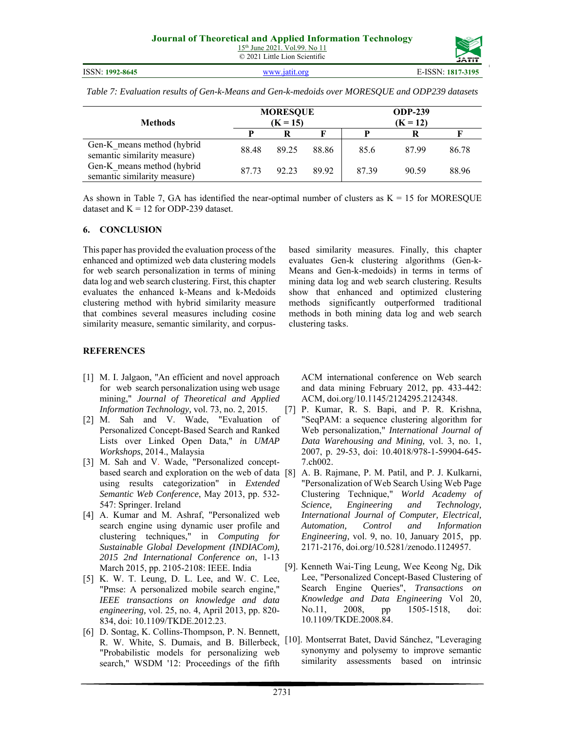Table 7: Evaluation results of Gen-k-Means and Gen-k-medoids over MORESQUE and ODP239 datasets

| Methods | MORESQUE (K = 15) | | | ODP-239 (K = 12) | | |
|---|---|---|---|---|---|---|
| | P | R | F | P | R | F |
| Gen-K_means method (hybrid semantic similarity measure) | 88.48 | 89.25 | 88.86 | 85.6 | 87.99 | 86.78 |
| Gen-K_means method (hybrid semantic similarity measure) | 87.73 | 92.23 | 89.92 | 87.39 | 90.59 | 88.96 |

As shown in Table 7, GA has identified the near-optimal number of clusters as K = 15 for MORESQUE dataset and K = 12 for ODP-239 dataset.

## 6. CONCLUSION

This paper has provided the evaluation process of the enhanced and optimized web data clustering models for web search personalization in terms of mining data log and web search clustering. First, this chapter evaluates the enhanced k-Means and k-Medoids clustering method with hybrid similarity measure that combines several measures including cosine similarity measure, semantic similarity, and corpus-based similarity measures. Finally, this chapter evaluates Gen-k clustering algorithms (Gen-k-Means and Gen-k-medoids) in terms in terms of mining data log and web search clustering. Results show that enhanced and optimized clustering methods significantly outperformed traditional methods in both mining data log and web search clustering tasks.

## REFERENCES

[1] M. I. Jalgaon, "An efficient and novel approach for web search personalization using web usage mining," *Journal of Theoretical and Applied Information Technology,* vol. 73, no. 2, 2015.

[2] M. Sah and V. Wade, "Evaluation of Personalized Concept-Based Search and Ranked Lists over Linked Open Data," *in UMAP Workshops*, 2014., Malaysia

[3] M. Sah and V. Wade, "Personalized concept-based search and exploration on the web of data using results categorization" in *Extended Semantic Web Conference*, May 2013, pp. 532-547: Springer. Ireland

[4] A. Kumar and M. Ashraf, "Personalized web search engine using dynamic user profile and clustering techniques," in *Computing for Sustainable Global Development (INDIACom), 2015 2nd International Conference on*, 1-13 March 2015, pp. 2105-2108: IEEE. India

[5] K. W. T. Leung, D. L. Lee, and W. C. Lee, "Pmse: A personalized mobile search engine," *IEEE transactions on knowledge and data engineering,* vol. 25, no. 4, April 2013, pp. 820-834, doi: 10.1109/TKDE.2012.23.

[6] D. Sontag, K. Collins-Thompson, P. N. Bennett, R. W. White, S. Dumais, and B. Billerbeck, "Probabilistic models for personalizing web search," WSDM '12: Proceedings of the fifth ACM international conference on Web search and data mining February 2012, pp. 433-442: ACM, doi.org/10.1145/2124295.2124348.

[7] P. Kumar, R. S. Bapi, and P. R. Krishna, "SeqPAM: a sequence clustering algorithm for Web personalization," *International Journal of Data Warehousing and Mining,* vol. 3, no. 1, 2007, p. 29-53, doi: 10.4018/978-1-59904-645-7.ch002.

[8] A. B. Rajmane, P. M. Patil, and P. J. Kulkarni, "Personalization of Web Search Using Web Page Clustering Technique," *World Academy of Science, Engineering and Technology, International Journal of Computer, Electrical, Automation, Control and Information Engineering,* vol. 9, no. 10, January 2015, pp. 2171-2176, doi.org/10.5281/zenodo.1124957.

[9]. Kenneth Wai-Ting Leung, Wee Keong Ng, Dik Lee, "Personalized Concept-Based Clustering of Search Engine Queries", *Transactions on Knowledge and Data Engineering* Vol 20, No.11, 2008, pp 1505-1518, doi: 10.1109/TKDE.2008.84.

[10]. Montserrat Batet, David Sánchez, "Leveraging synonymy and polysemy to improve semantic similarity assessments based on intrinsic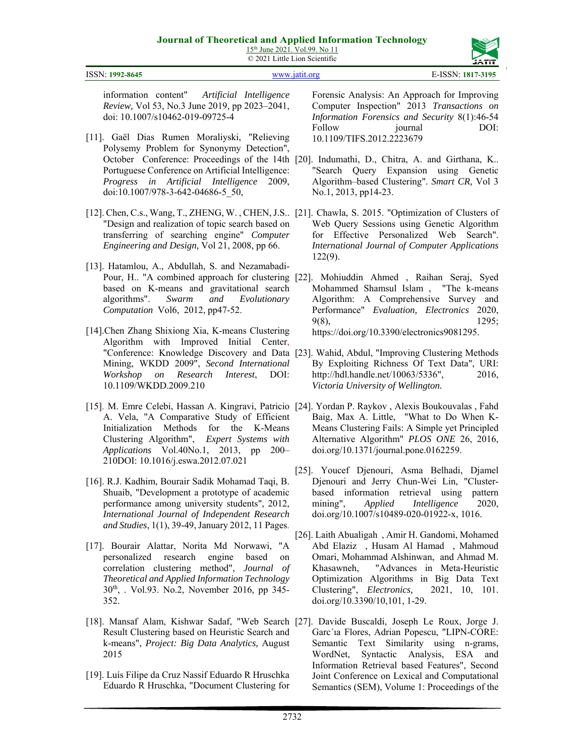information content" *Artificial Intelligence Review,* Vol 53, No.3 June 2019, pp 2023–2041, doi: 10.1007/s10462-019-09725-4

[11]. Gaël Dias Rumen Moraliyski, "Relieving Polysemy Problem for Synonymy Detection", October Conference: Proceedings of the 14th Portuguese Conference on Artificial Intelligence: *Progress in Artificial Intelligence* 2009, doi:10.1007/978-3-642-04686-5_50,

[12]. Chen, C.s., Wang, T., ZHENG, W. , CHEN, J.S.. "Design and realization of topic search based on transferring of searching engine" *Computer Engineering and Design,* Vol 21, 2008, pp 66.

[13]. Hatamlou, A., Abdullah, S. and Nezamabadi-Pour, H.. "A combined approach for clustering based on K-means and gravitational search algorithms". *Swarm and Evolutionary Computation* Vol6, 2012, pp47-52.

[14].Chen Zhang Shixiong Xia, K-means Clustering Algorithm with Improved Initial Center, "Conference: Knowledge Discovery and Data Mining, WKDD 2009", *Second International Workshop on Research Interest*, DOI: 10.1109/WKDD.2009.210

[15]. M. Emre Celebi, Hassan A. Kingravi, Patricio A. Vela, "A Comparative Study of Efficient Initialization Methods for the K-Means Clustering Algorithm", *Expert Systems with Applications* Vol.40No.1, 2013, pp 200–210DOI: 10.1016/j.eswa.2012.07.021

[16]. R.J. Kadhim, Bourair Sadik Mohamad Taqi, B. Shuaib, "Development a prototype of academic performance among university students", 2012, *International Journal of Independent Research and Studies*, 1(1), 39-49, January 2012, 11 Pages.

[17]. Bourair Alattar, Norita Md Norwawi, "A personalized research engine based on correlation clustering method", *Journal of Theoretical and Applied Information Technology* 30th, . Vol.93. No.2, November 2016, pp 345-352.

[18]. Mansaf Alam, Kishwar Sadaf, "Web Search Result Clustering based on Heuristic Search and k-means", *Project: Big Data Analytics,* August 2015

[19]. Luís Filipe da Cruz Nassif Eduardo R Hruschka Eduardo R Hruschka, "Document Clustering for Forensic Analysis: An Approach for Improving Computer Inspection" 2013 *Transactions on Information Forensics and Security* 8(1):46-54 Follow journal DOI: 10.1109/TIFS.2012.2223679

[20]. Indumathi, D., Chitra, A. and Girthana, K.. "Search Query Expansion using Genetic Algorithm–based Clustering". *Smart CR,* Vol 3 No.1, 2013, pp14-23.

[21]. Chawla, S. 2015. "Optimization of Clusters of Web Query Sessions using Genetic Algorithm for Effective Personalized Web Search". *International Journal of Computer Applications* 122(9).

[22]. Mohiuddin Ahmed , Raihan Seraj, Syed Mohammed Shamsul Islam , "The k-means Algorithm: A Comprehensive Survey and Performance" *Evaluation, Electronics* 2020, 9(8), 1295; https://doi.org/10.3390/electronics9081295.

[23]. Wahid, Abdul, "Improving Clustering Methods By Exploiting Richness Of Text Data", URI: http://hdl.handle.net/10063/5336", 2016, *Victoria University of Wellington.*

[24]. Yordan P. Raykov , Alexis Boukouvalas , Fahd Baig, Max A. Little, "What to Do When K-Means Clustering Fails: A Simple yet Principled Alternative Algorithm" *PLOS ONE* 26, 2016, doi.org/10.1371/journal.pone.0162259.

[25]. Youcef Djenouri, Asma Belhadi, Djamel Djenouri and Jerry Chun-Wei Lin, "Cluster-based information retrieval using pattern mining", *Applied Intelligence* 2020, doi.org/10.1007/s10489-020-01922-x, 1016.

[26]. Laith Abualigah , Amir H. Gandomi, Mohamed Abd Elaziz , Husam Al Hamad , Mahmoud Omari, Mohammad Alshinwan, and Ahmad M. Khasawneh, "Advances in Meta-Heuristic Optimization Algorithms in Big Data Text Clustering", *Electronics,* 2021, 10, 101. doi.org/10.3390/10,101, 1-29.

[27]. Davide Buscaldi, Joseph Le Roux, Jorge J. Garc´ıa Flores, Adrian Popescu, "LIPN-CORE: Semantic Text Similarity using n-grams, WordNet, Syntactic Analysis, ESA and Information Retrieval based Features", Second Joint Conference on Lexical and Computational Semantics (SEM), Volume 1: Proceedings of the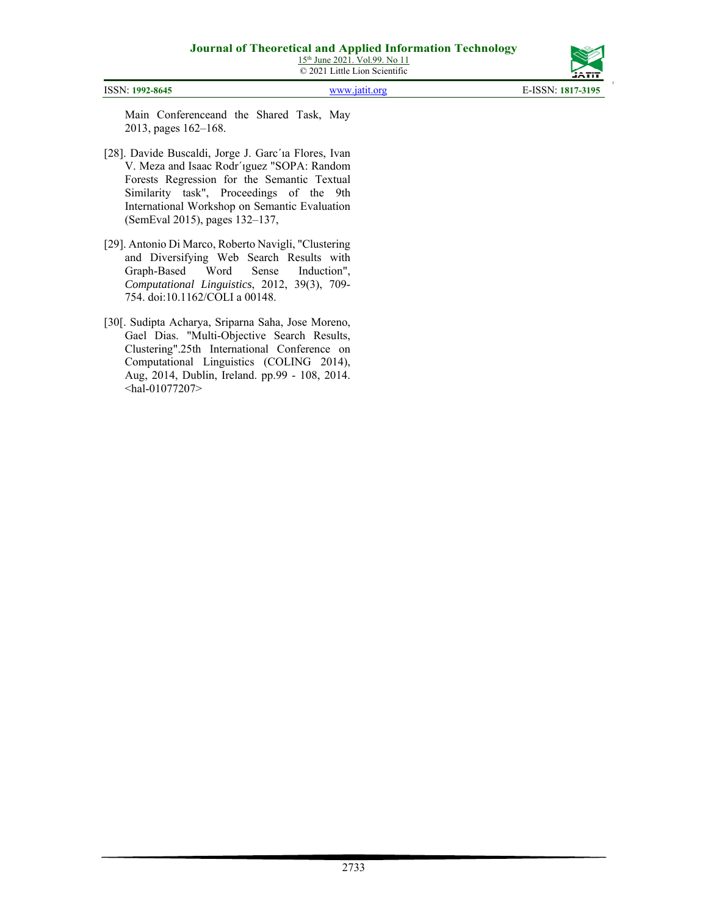Main Conferenceand the Shared Task, May 2013, pages 162–168.

[28]. Davide Buscaldi, Jorge J. Garc´ıa Flores, Ivan V. Meza and Isaac Rodr´ıguez "SOPA: Random Forests Regression for the Semantic Textual Similarity task", Proceedings of the 9th International Workshop on Semantic Evaluation (SemEval 2015), pages 132–137,

[29]. Antonio Di Marco, Roberto Navigli, "Clustering and Diversifying Web Search Results with Graph-Based Word Sense Induction", *Computational Linguistics*, 2012, 39(3), 709-754. doi:10.1162/COLI a 00148.

[30[. Sudipta Acharya, Sriparna Saha, Jose Moreno, Gael Dias. "Multi-Objective Search Results, Clustering".25th International Conference on Computational Linguistics (COLING 2014), Aug, 2014, Dublin, Ireland. pp.99 - 108, 2014. <hal-01077207>